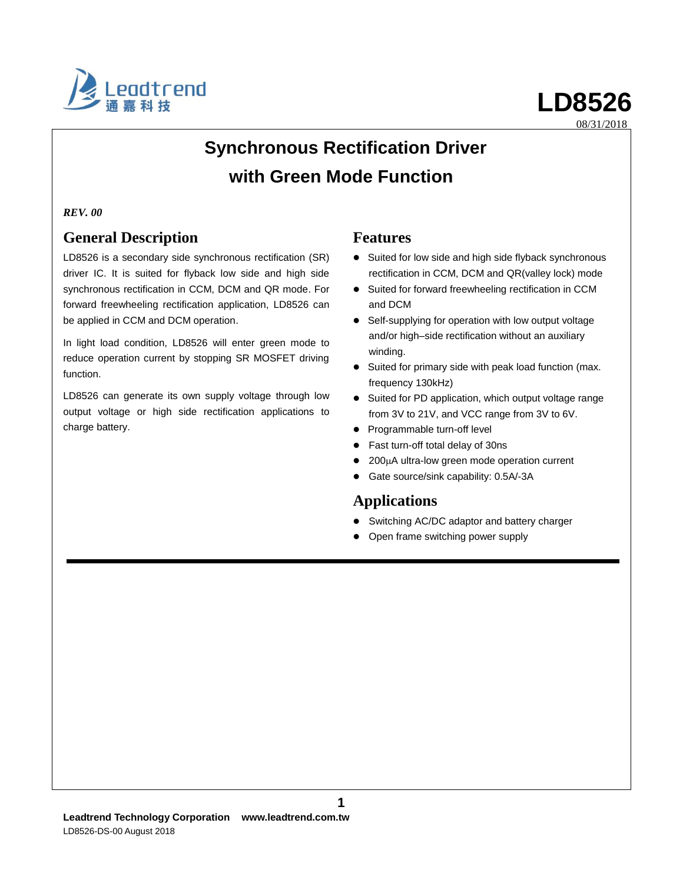# LD8526

08/31/2018

## Synchronous Rectification Driver with Green Mode Function

*REV. 00*

## General Description

LD8526 is a secondary side synchronous rectification (SR) driver IC. It is suited for flyback low side and high side synchronous rectification in CCM, DCM and QR mode. For forward freewheeling rectification application, LD8526 can be applied in CCM and DCM operation.

In light load condition, LD8526 will enter green mode to reduce operation current by stopping SR MOSFET driving function.

LD8526 can generate its own supply voltage through low output voltage or high side rectification applications to charge battery.

## Features

- Suited for low side and high side flyback synchronous rectification in CCM, DCM and QR(valley lock) mode
- Suited for forward freewheeling rectification in CCM and DCM
- Self-supplying for operation with low output voltage and/or high–side rectification without an auxiliary winding.
- Suited for primary side with peak load function (max. frequency 130kHz)
- Suited for PD application, which output voltage range from 3V to 21V, and VCC range from 3V to 6V.
- Programmable turn-off level
- Fast turn-off total delay of 30ns
- 200μA ultra-low green mode operation current
- Gate source/sink capability: 0.5A/-3A

## Applications

- Switching AC/DC adaptor and battery charger
- Open frame switching power supply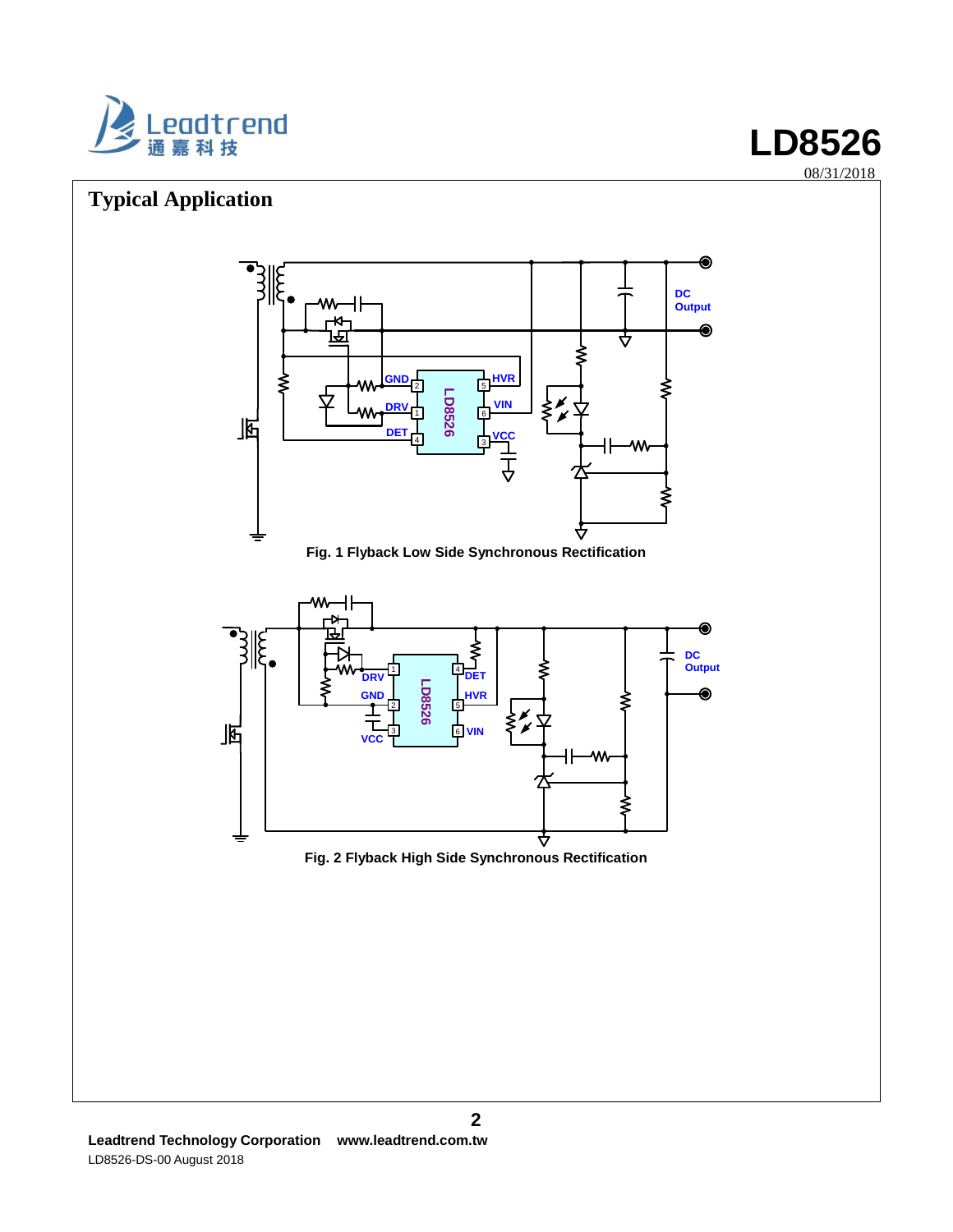## Typical Application

Fig. 1 Flyback Low Side Synchronous Rectification

Fig. 2 Flyback High Side Synchronous Rectification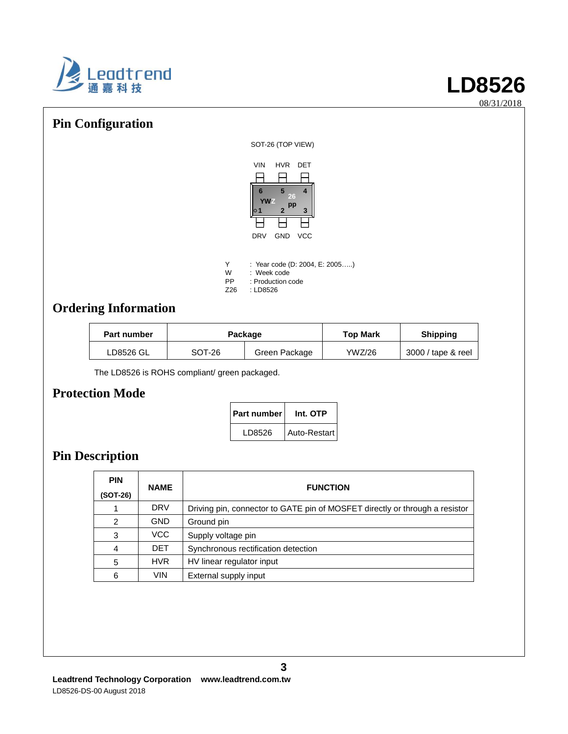## Pin Configuration

SOT-26 (TOP VIEW)

VIN HVR DET

6 5 4
YWZ 26 pp
1 2 3

DRV GND VCC

Y : Year code (D: 2004, E: 2005…..)
W : Week code
PP : Production code
Z26 : LD8526

## Ordering Information

| Part number | Package | | Top Mark | Shipping |
|---|---|---|---|---|
| LD8526 GL | SOT-26 | Green Package | YWZ/26 | 3000 / tape & reel |

The LD8526 is ROHS compliant/ green packaged.

## Protection Mode

| Part number | Int. OTP |
|---|---|
| LD8526 | Auto-Restart |

## Pin Description

| PIN (SOT-26) | NAME | FUNCTION |
|---|---|---|
| 1 | DRV | Driving pin, connector to GATE pin of MOSFET directly or through a resistor |
| 2 | GND | Ground pin |
| 3 | VCC | Supply voltage pin |
| 4 | DET | Synchronous rectification detection |
| 5 | HVR | HV linear regulator input |
| 6 | VIN | External supply input |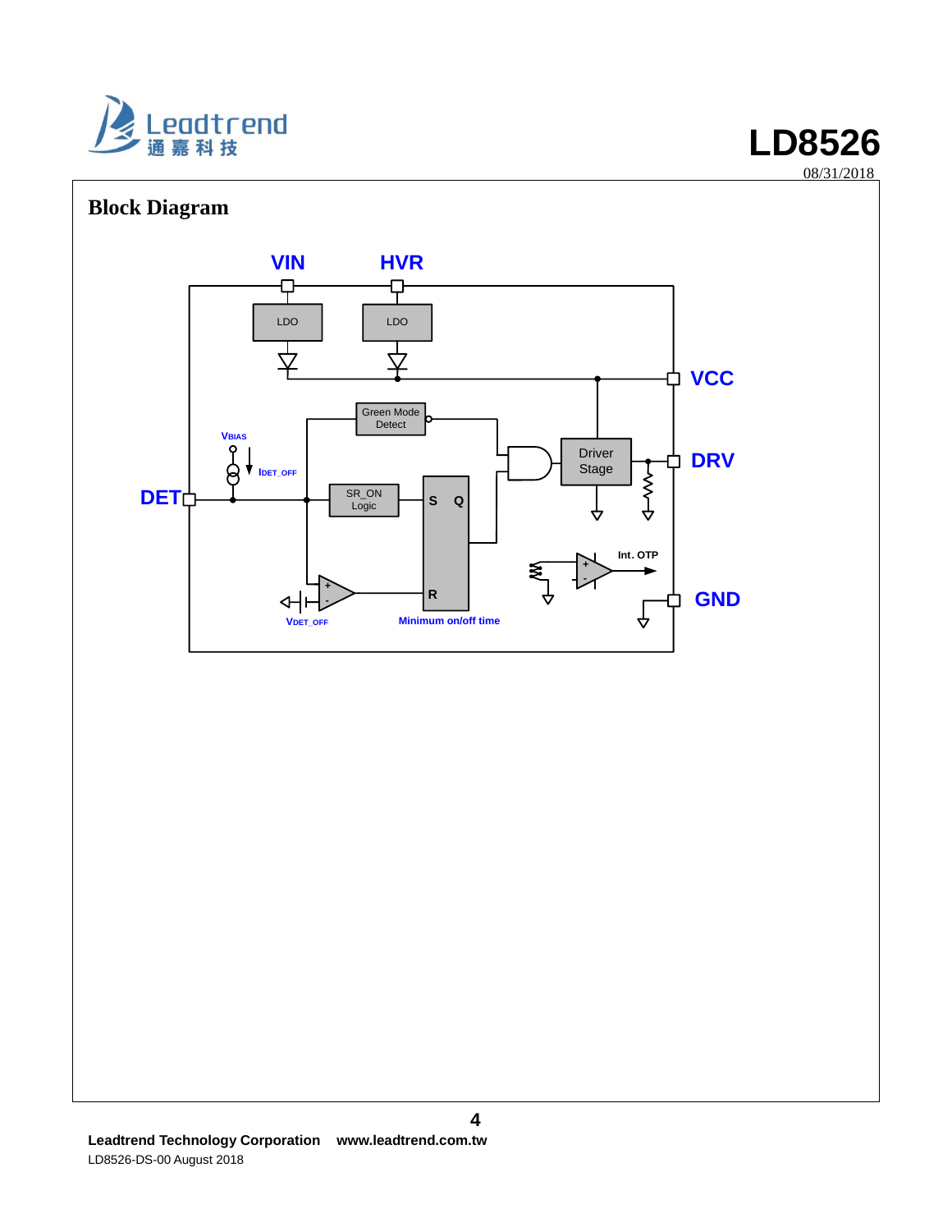## Block Diagram

VIN HVR

LDO LDO

VCC

Green Mode Detect

VBIAS

IDET_OFF

Driver Stage

DRV

DET

SR_ON Logic

S Q

Int. OTP

R

VDET_OFF

Minimum on/off time

GND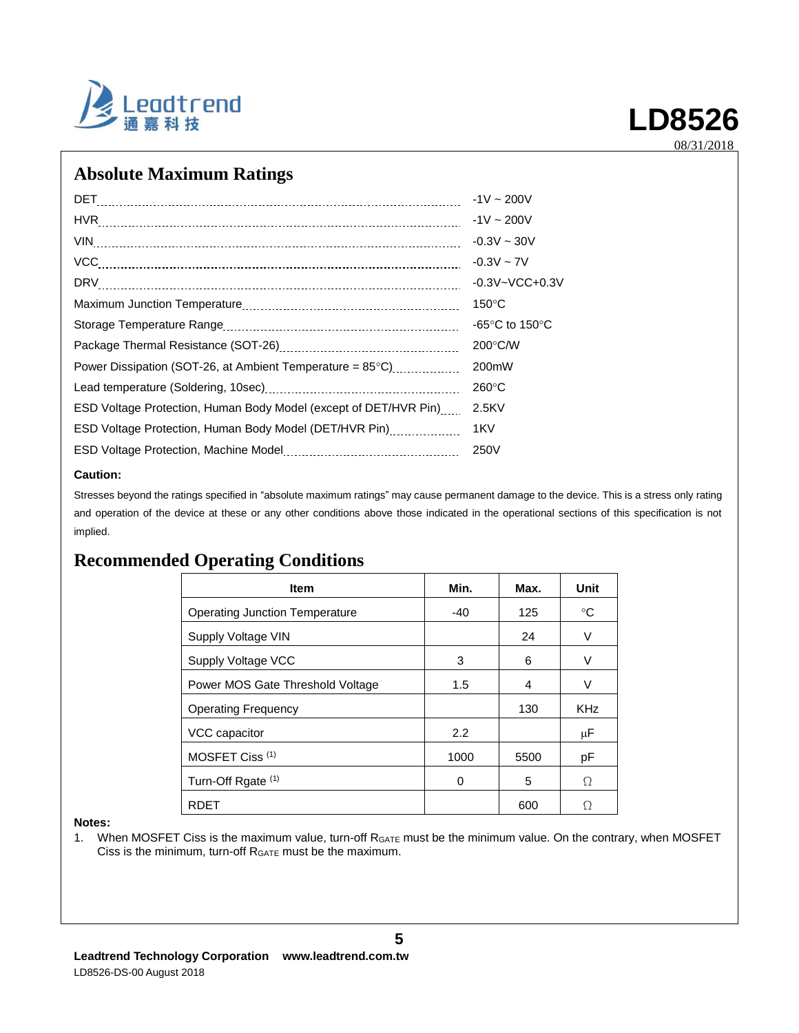## Absolute Maximum Ratings

| Parameter | Rating |
|---|---|
| DET | -1V ~ 200V |
| HVR | -1V ~ 200V |
| VIN | -0.3V ~ 30V |
| VCC | -0.3V ~ 7V |
| DRV | -0.3V~VCC+0.3V |
| Maximum Junction Temperature | 150°C |
| Storage Temperature Range | -65°C to 150°C |
| Package Thermal Resistance (SOT-26) | 200°C/W |
| Power Dissipation (SOT-26, at Ambient Temperature = 85°C) | 200mW |
| Lead temperature (Soldering, 10sec) | 260°C |
| ESD Voltage Protection, Human Body Model (except of DET/HVR Pin) | 2.5KV |
| ESD Voltage Protection, Human Body Model (DET/HVR Pin) | 1KV |
| ESD Voltage Protection, Machine Model | 250V |

**Caution:**

Stresses beyond the ratings specified in "absolute maximum ratings" may cause permanent damage to the device. This is a stress only rating and operation of the device at these or any other conditions above those indicated in the operational sections of this specification is not implied.

## Recommended Operating Conditions

| Item | Min. | Max. | Unit |
|---|---|---|---|
| Operating Junction Temperature | -40 | 125 | °C |
| Supply Voltage VIN | | 24 | V |
| Supply Voltage VCC | 3 | 6 | V |
| Power MOS Gate Threshold Voltage | 1.5 | 4 | V |
| Operating Frequency | | 130 | KHz |
| VCC capacitor | 2.2 | | μF |
| MOSFET Ciss (1) | 1000 | 5500 | pF |
| Turn-Off Rgate (1) | 0 | 5 | Ω |
| RDET | | 600 | Ω |

**Notes:**

1. When MOSFET Ciss is the maximum value, turn-off $R_{GATE}$ must be the minimum value. On the contrary, when MOSFET Ciss is the minimum, turn-off $R_{GATE}$ must be the maximum.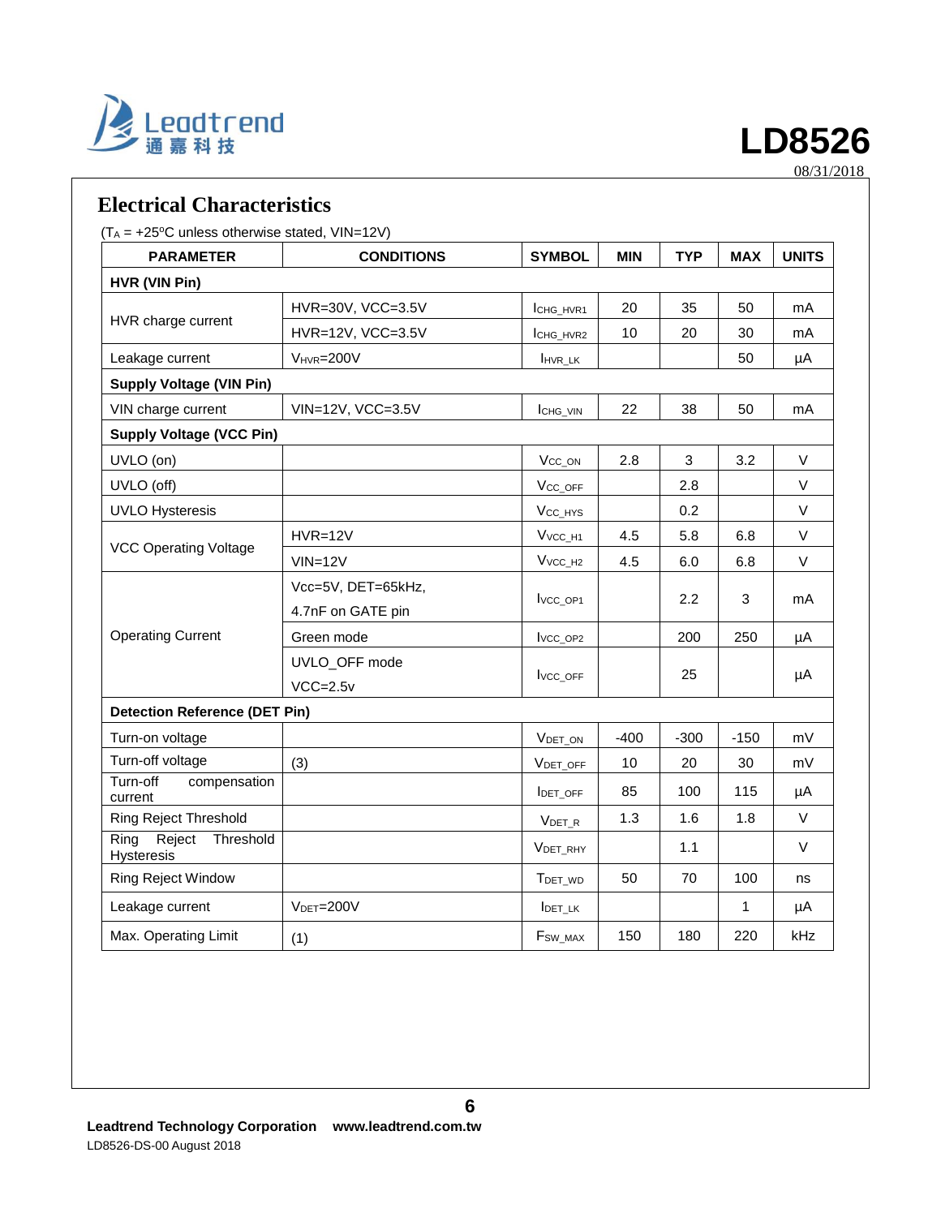## Electrical Characteristics

($T_A$ = +25ºC unless otherwise stated, VIN=12V)

| PARAMETER | CONDITIONS | SYMBOL | MIN | TYP | MAX | UNITS |
|---|---|---|---|---|---|---|
| **HVR (VIN Pin)** | | | | | | |
| HVR charge current | HVR=30V, VCC=3.5V | $I_{CHG\_HVR1}$ | 20 | 35 | 50 | mA |
| | HVR=12V, VCC=3.5V | $I_{CHG\_HVR2}$ | 10 | 20 | 30 | mA |
| Leakage current | $V_{HVR}$=200V | $I_{HVR\_LK}$ | | | 50 | μA |
| **Supply Voltage (VIN Pin)** | | | | | | |
| VIN charge current | VIN=12V, VCC=3.5V | $I_{CHG\_VIN}$ | 22 | 38 | 50 | mA |
| **Supply Voltage (VCC Pin)** | | | | | | |
| UVLO (on) | | $V_{CC\_ON}$ | 2.8 | 3 | 3.2 | V |
| UVLO (off) | | $V_{CC\_OFF}$ | | 2.8 | | V |
| UVLO Hysteresis | | $V_{CC\_HYS}$ | | 0.2 | | V |
| VCC Operating Voltage | HVR=12V | $V_{VCC\_H1}$ | 4.5 | 5.8 | 6.8 | V |
| | VIN=12V | $V_{VCC\_H2}$ | 4.5 | 6.0 | 6.8 | V |
| Operating Current | Vcc=5V, DET=65kHz, 4.7nF on GATE pin | $I_{VCC\_OP1}$ | | 2.2 | 3 | mA |
| | Green mode | $I_{VCC\_OP2}$ | | 200 | 250 | μA |
| | UVLO_OFF mode VCC=2.5v | $I_{VCC\_OFF}$ | | 25 | | μA |
| **Detection Reference (DET Pin)** | | | | | | |
| Turn-on voltage | | $V_{DET\_ON}$ | -400 | -300 | -150 | mV |
| Turn-off voltage | (3) | $V_{DET\_OFF}$ | 10 | 20 | 30 | mV |
| Turn-off compensation current | | $I_{DET\_OFF}$ | 85 | 100 | 115 | μA |
| Ring Reject Threshold | | $V_{DET\_R}$ | 1.3 | 1.6 | 1.8 | V |
| Ring Reject Threshold Hysteresis | | $V_{DET\_RHY}$ | | 1.1 | | V |
| Ring Reject Window | | $T_{DET\_WD}$ | 50 | 70 | 100 | ns |
| Leakage current | $V_{DET}$=200V | $I_{DET\_LK}$ | | | 1 | μA |
| Max. Operating Limit | (1) | $F_{SW\_MAX}$ | 150 | 180 | 220 | kHz |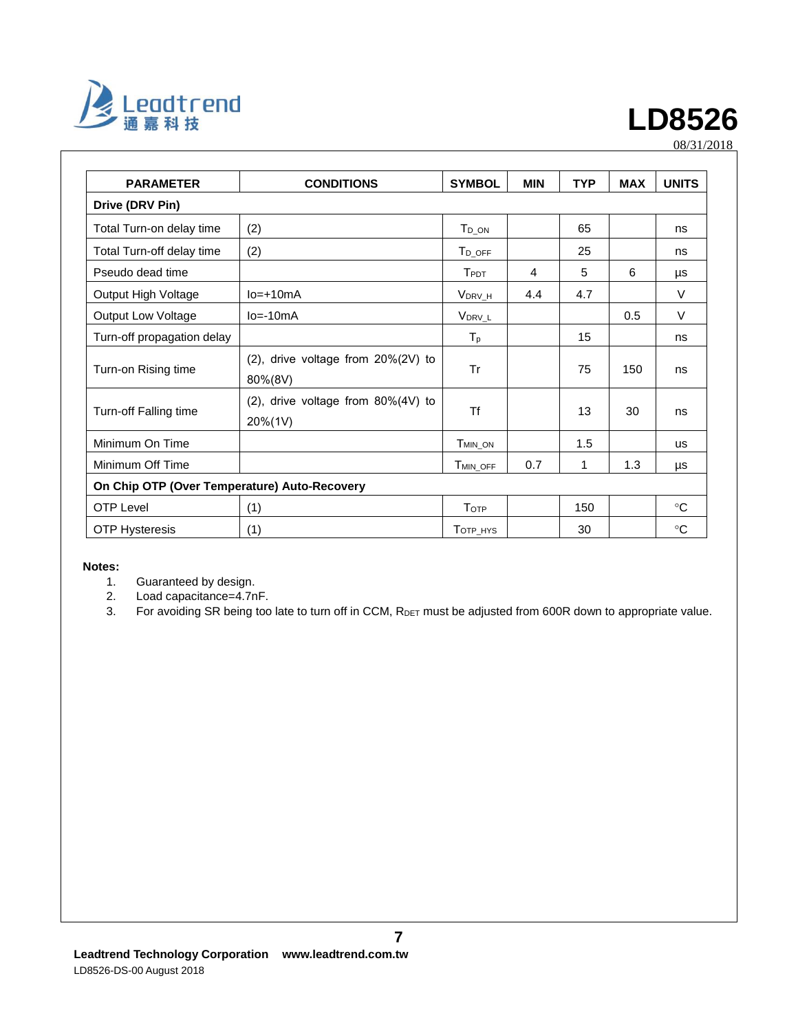| PARAMETER | CONDITIONS | SYMBOL | MIN | TYP | MAX | UNITS |
|---|---|---|---|---|---|---|
| **Drive (DRV Pin)** | | | | | | |
| Total Turn-on delay time | (2) | $T_{D\_ON}$ | | 65 | | ns |
| Total Turn-off delay time | (2) | $T_{D\_OFF}$ | | 25 | | ns |
| Pseudo dead time | | $T_{PDT}$ | 4 | 5 | 6 | μs |
| Output High Voltage | Io=+10mA | $V_{DRV\_H}$ | 4.4 | 4.7 | | V |
| Output Low Voltage | Io=-10mA | $V_{DRV\_L}$ | | | 0.5 | V |
| Turn-off propagation delay | | $T_p$ | | 15 | | ns |
| Turn-on Rising time | (2), drive voltage from 20%(2V) to 80%(8V) | Tr | | 75 | 150 | ns |
| Turn-off Falling time | (2), drive voltage from 80%(4V) to 20%(1V) | Tf | | 13 | 30 | ns |
| Minimum On Time | | $T_{MIN\_ON}$ | | 1.5 | | us |
| Minimum Off Time | | $T_{MIN\_OFF}$ | 0.7 | 1 | 1.3 | μs |
| **On Chip OTP (Over Temperature) Auto-Recovery** | | | | | | |
| OTP Level | (1) | $T_{OTP}$ | | 150 | | °C |
| OTP Hysteresis | (1) | $T_{OTP\_HYS}$ | | 30 | | °C |

**Notes:**

1. Guaranteed by design.
2. Load capacitance=4.7nF.
3. For avoiding SR being too late to turn off in CCM, $R_{DET}$ must be adjusted from 600R down to appropriate value.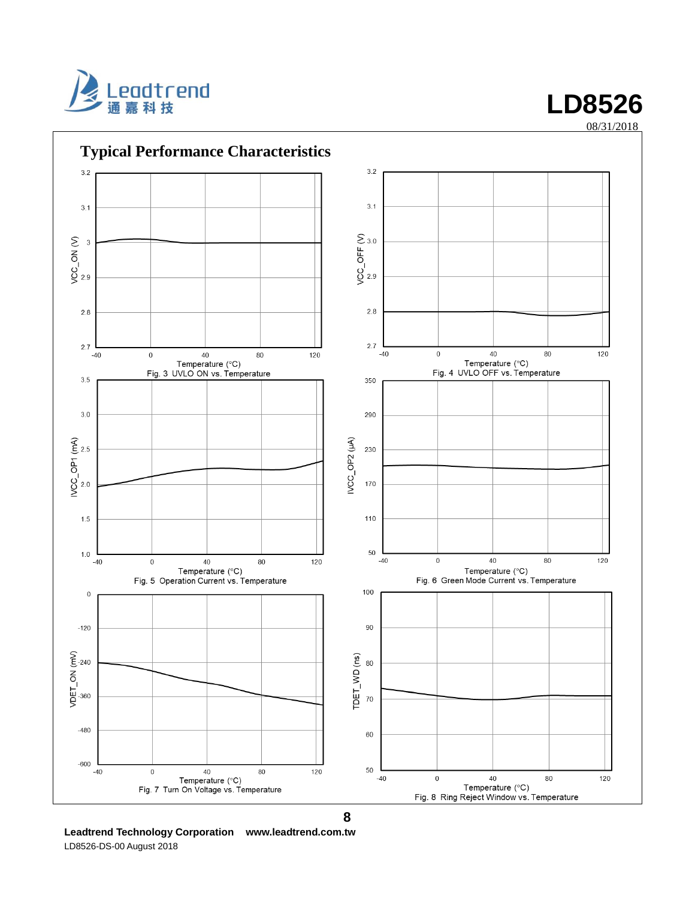## Typical Performance Characteristics

Fig. 3 UVLO ON vs. Temperature

Fig. 4 UVLO OFF vs. Temperature

Fig. 5 Operation Current vs. Temperature

Fig. 6 Green Mode Current vs. Temperature

Fig. 7 Turn On Voltage vs. Temperature

Fig. 8 Ring Reject Window vs. Temperature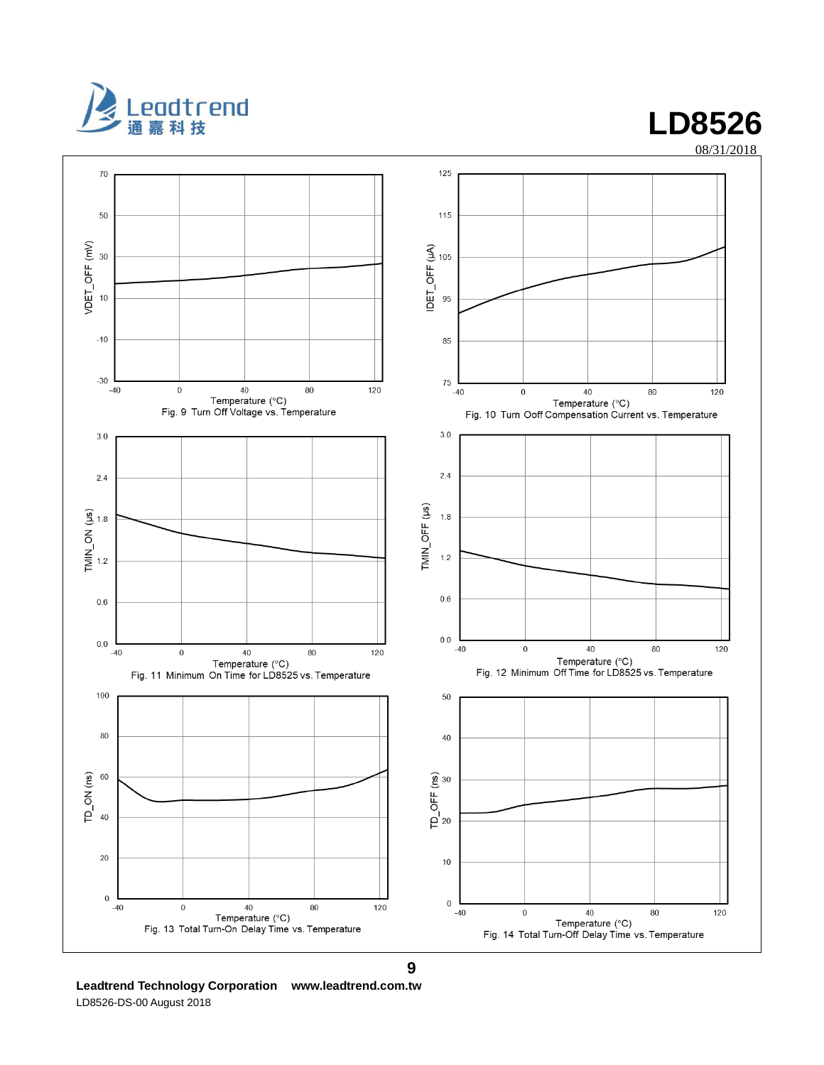Fig. 9 Turn Off Voltage vs. Temperature

Fig. 10 Turn Ooff Compensation Current vs. Temperature

Fig. 11 Minimum On Time for LD8525 vs. Temperature

Fig. 12 Minimum Off Time for LD8525 vs. Temperature

Fig. 13 Total Turn-On Delay Time vs. Temperature

Fig. 14 Total Turn-Off Delay Time vs. Temperature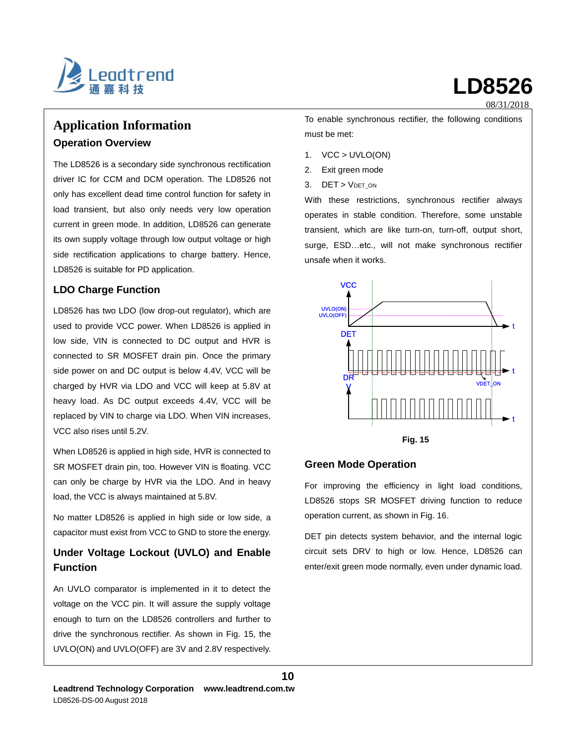## Application Information

### Operation Overview

The LD8526 is a secondary side synchronous rectification driver IC for CCM and DCM operation. The LD8526 not only has excellent dead time control function for safety in load transient, but also only needs very low operation current in green mode. In addition, LD8526 can generate its own supply voltage through low output voltage or high side rectification applications to charge battery. Hence, LD8526 is suitable for PD application.

### LDO Charge Function

LD8526 has two LDO (low drop-out regulator), which are used to provide VCC power. When LD8526 is applied in low side, VIN is connected to DC output and HVR is connected to SR MOSFET drain pin. Once the primary side power on and DC output is below 4.4V, VCC will be charged by HVR via LDO and VCC will keep at 5.8V at heavy load. As DC output exceeds 4.4V, VCC will be replaced by VIN to charge via LDO. When VIN increases, VCC also rises until 5.2V.

When LD8526 is applied in high side, HVR is connected to SR MOSFET drain pin, too. However VIN is floating. VCC can only be charge by HVR via the LDO. And in heavy load, the VCC is always maintained at 5.8V.

No matter LD8526 is applied in high side or low side, a capacitor must exist from VCC to GND to store the energy.

### Under Voltage Lockout (UVLO) and Enable Function

An UVLO comparator is implemented in it to detect the voltage on the VCC pin. It will assure the supply voltage enough to turn on the LD8526 controllers and further to drive the synchronous rectifier. As shown in Fig. 15, the UVLO(ON) and UVLO(OFF) are 3V and 2.8V respectively.

To enable synchronous rectifier, the following conditions must be met:

1. VCC > UVLO(ON)
2. Exit green mode
3. DET > $V_{DET\_ON}$

With these restrictions, synchronous rectifier always operates in stable condition. Therefore, some unstable transient, which are like turn-on, turn-off, output short, surge, ESD…etc., will not make synchronous rectifier unsafe when it works.

**Fig. 15**

### Green Mode Operation

For improving the efficiency in light load conditions, LD8526 stops SR MOSFET driving function to reduce operation current, as shown in Fig. 16.

DET pin detects system behavior, and the internal logic circuit sets DRV to high or low. Hence, LD8526 can enter/exit green mode normally, even under dynamic load.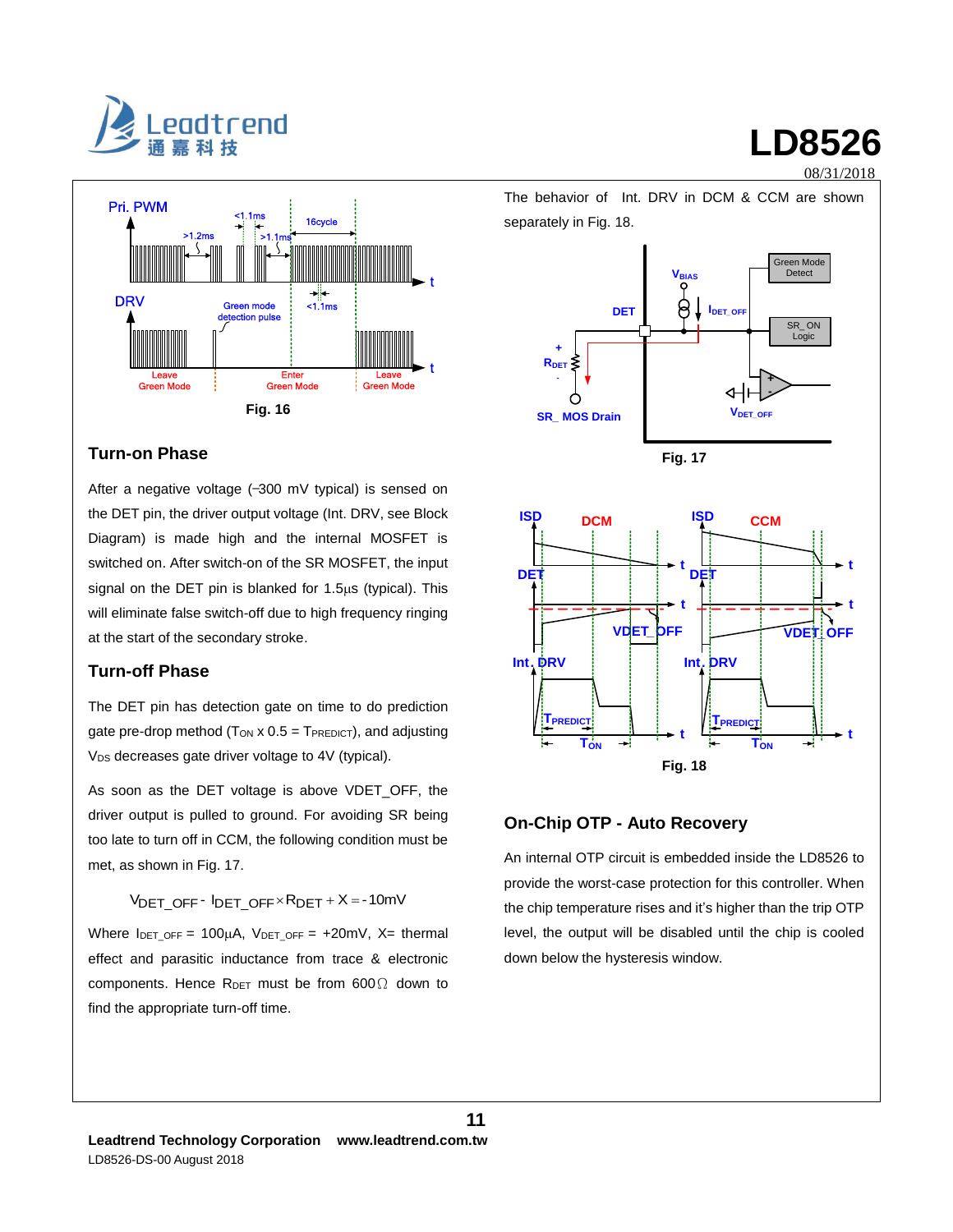Fig. 16

## Turn-on Phase

After a negative voltage (−300 mV typical) is sensed on the DET pin, the driver output voltage (Int. DRV, see Block Diagram) is made high and the internal MOSFET is switched on. After switch-on of the SR MOSFET, the input signal on the DET pin is blanked for 1.5μs (typical). This will eliminate false switch-off due to high frequency ringing at the start of the secondary stroke.

## Turn-off Phase

The DET pin has detection gate on time to do prediction gate pre-drop method ($T_{ON}$ x 0.5 = $T_{PREDICT}$), and adjusting $V_{DS}$ decreases gate driver voltage to 4V (typical).

As soon as the DET voltage is above VDET_OFF, the driver output is pulled to ground. For avoiding SR being too late to turn off in CCM, the following condition must be met, as shown in Fig. 17.

$$V_{DET\_OFF} - I_{DET\_OFF} \times R_{DET} + X = -10mV$$

Where $I_{DET\_OFF}$ = 100μA, $V_{DET\_OFF}$ = +20mV, X= thermal effect and parasitic inductance from trace & electronic components. Hence $R_{DET}$ must be from 600Ω down to find the appropriate turn-off time.

The behavior of Int. DRV in DCM & CCM are shown separately in Fig. 18.

Fig. 17

Fig. 18

## On-Chip OTP - Auto Recovery

An internal OTP circuit is embedded inside the LD8526 to provide the worst-case protection for this controller. When the chip temperature rises and it's higher than the trip OTP level, the output will be disabled until the chip is cooled down below the hysteresis window.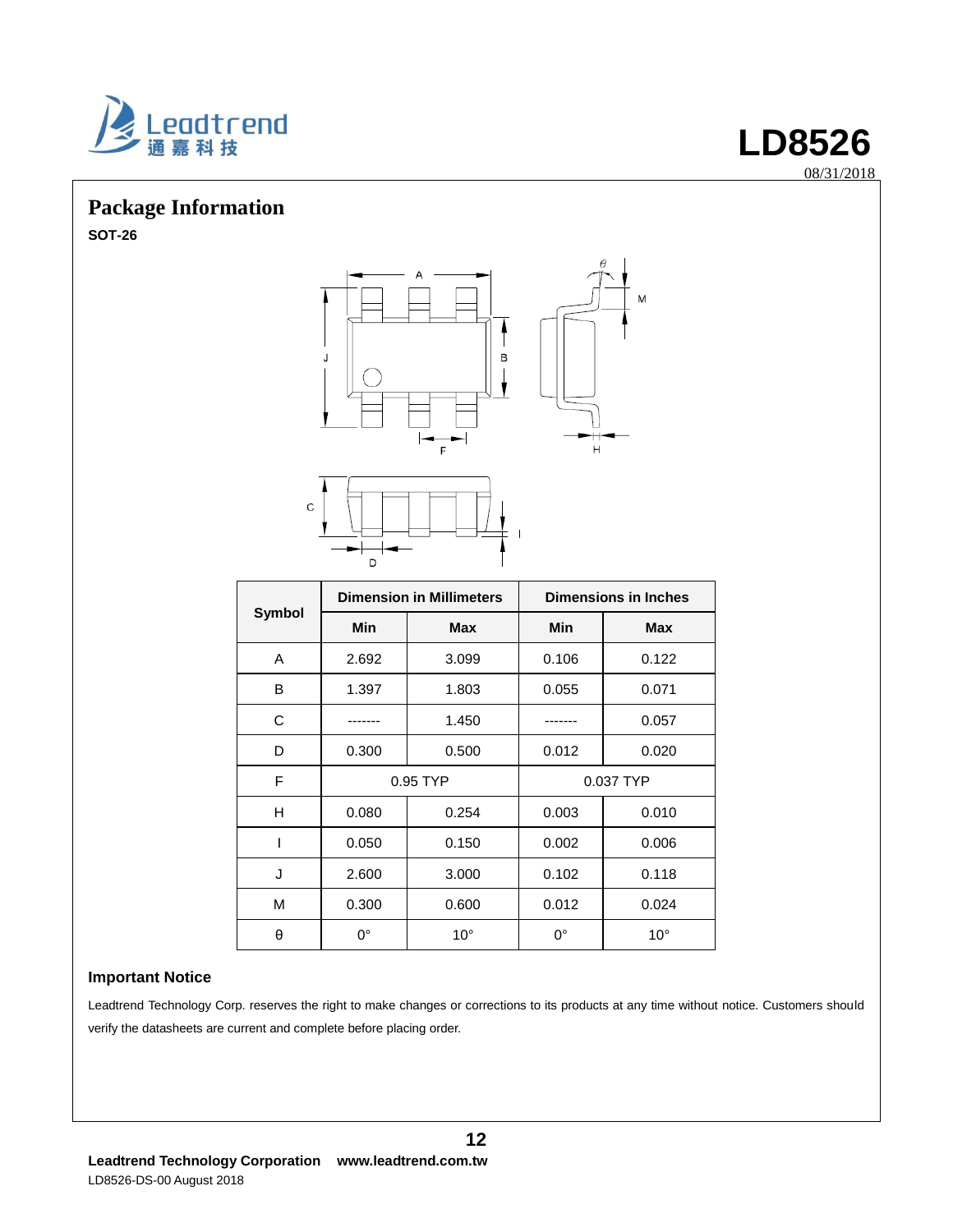## Package Information

**SOT-26**

| Symbol | Dimension in Millimeters | | Dimensions in Inches | |
|---|---|---|---|---|
| | Min | Max | Min | Max |
| A | 2.692 | 3.099 | 0.106 | 0.122 |
| B | 1.397 | 1.803 | 0.055 | 0.071 |
| C | ------- | 1.450 | ------- | 0.057 |
| D | 0.300 | 0.500 | 0.012 | 0.020 |
| F | 0.95 TYP | | 0.037 TYP | |
| H | 0.080 | 0.254 | 0.003 | 0.010 |
| I | 0.050 | 0.150 | 0.002 | 0.006 |
| J | 2.600 | 3.000 | 0.102 | 0.118 |
| M | 0.300 | 0.600 | 0.012 | 0.024 |
| θ | 0° | 10° | 0° | 10° |

### Important Notice

Leadtrend Technology Corp. reserves the right to make changes or corrections to its products at any time without notice. Customers should verify the datasheets are current and complete before placing order.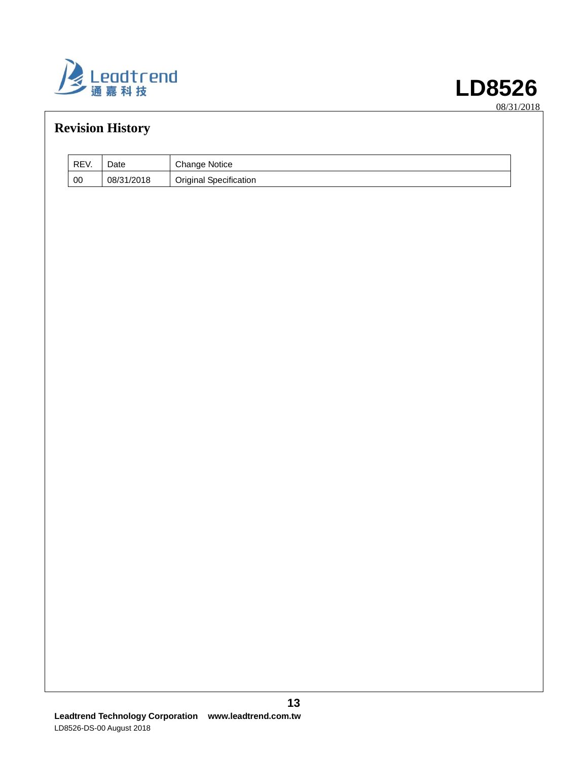## Revision History

| REV. | Date | Change Notice |
|---|---|---|
| 00 | 08/31/2018 | Original Specification |